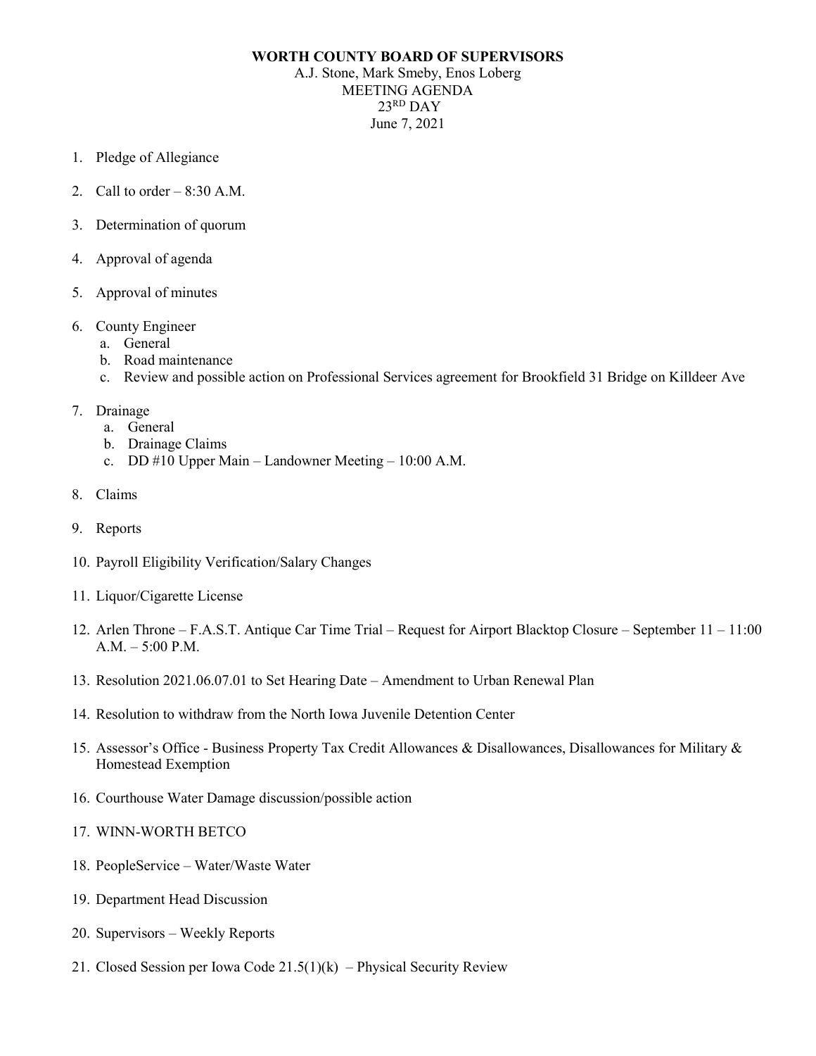**WORTH COUNTY BOARD OF SUPERVISORS**

A.J. Stone, Mark Smeby, Enos Loberg

MEETING AGENDA

23RD DAY

June 7, 2021

1. Pledge of Allegiance
2. Call to order – 8:30 A.M.
3. Determination of quorum
4. Approval of agenda
5. Approval of minutes
6. County Engineer
   a. General
   b. Road maintenance
   c. Review and possible action on Professional Services agreement for Brookfield 31 Bridge on Killdeer Ave
7. Drainage
   a. General
   b. Drainage Claims
   c. DD #10 Upper Main – Landowner Meeting – 10:00 A.M.
8. Claims
9. Reports
10. Payroll Eligibility Verification/Salary Changes
11. Liquor/Cigarette License
12. Arlen Throne – F.A.S.T. Antique Car Time Trial – Request for Airport Blacktop Closure – September 11 – 11:00 A.M. – 5:00 P.M.
13. Resolution 2021.06.07.01 to Set Hearing Date – Amendment to Urban Renewal Plan
14. Resolution to withdraw from the North Iowa Juvenile Detention Center
15. Assessor's Office - Business Property Tax Credit Allowances & Disallowances, Disallowances for Military & Homestead Exemption
16. Courthouse Water Damage discussion/possible action
17. WINN-WORTH BETCO
18. PeopleService – Water/Waste Water
19. Department Head Discussion
20. Supervisors – Weekly Reports
21. Closed Session per Iowa Code 21.5(1)(k) – Physical Security Review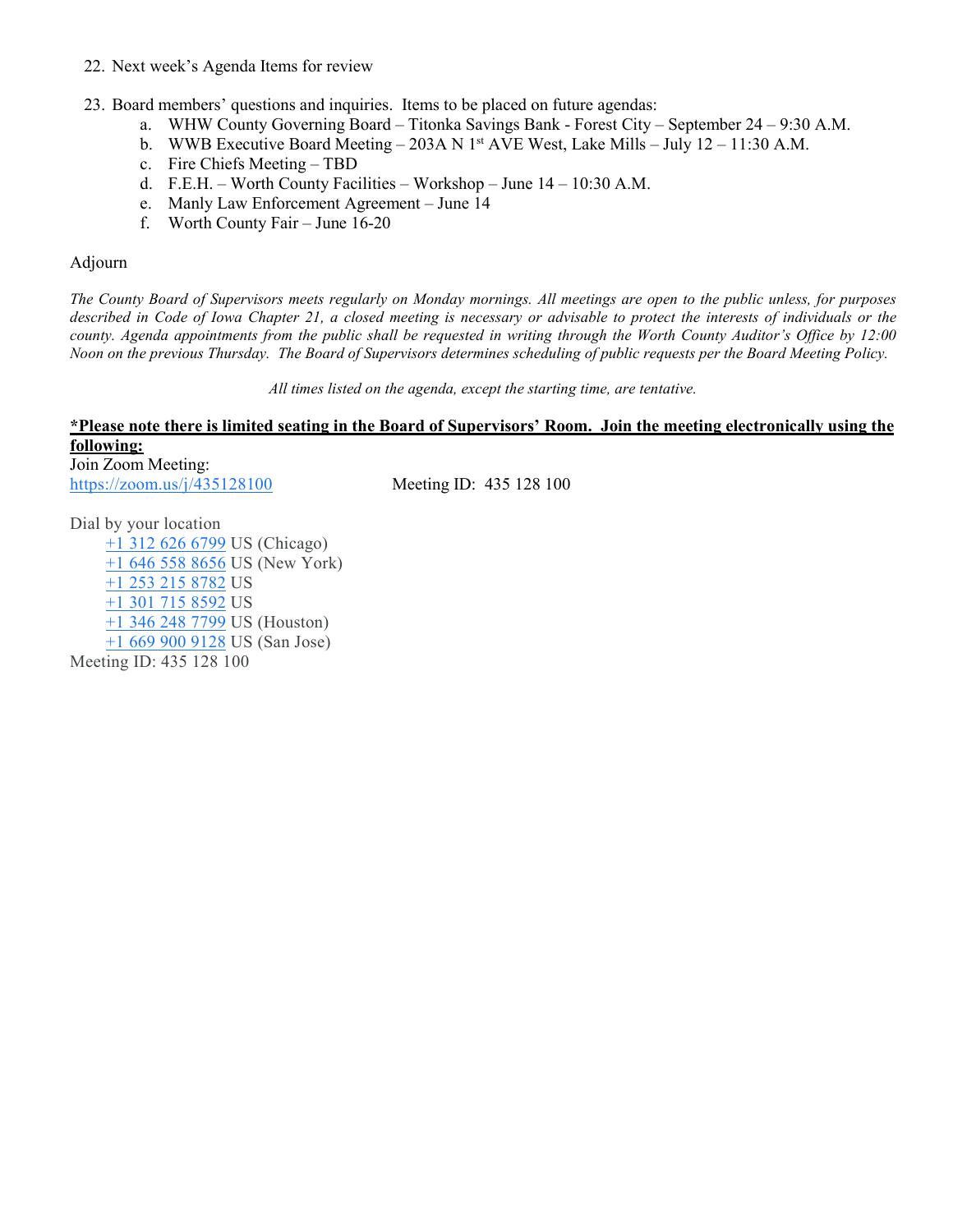22. Next week's Agenda Items for review

23. Board members' questions and inquiries. Items to be placed on future agendas:
    a. WHW County Governing Board – Titonka Savings Bank - Forest City – September 24 – 9:30 A.M.
    b. WWB Executive Board Meeting – 203A N 1st AVE West, Lake Mills – July 12 – 11:30 A.M.
    c. Fire Chiefs Meeting – TBD
    d. F.E.H. – Worth County Facilities – Workshop – June 14 – 10:30 A.M.
    e. Manly Law Enforcement Agreement – June 14
    f. Worth County Fair – June 16-20

Adjourn

*The County Board of Supervisors meets regularly on Monday mornings. All meetings are open to the public unless, for purposes described in Code of Iowa Chapter 21, a closed meeting is necessary or advisable to protect the interests of individuals or the county. Agenda appointments from the public shall be requested in writing through the Worth County Auditor's Office by 12:00 Noon on the previous Thursday. The Board of Supervisors determines scheduling of public requests per the Board Meeting Policy.*

*All times listed on the agenda, except the starting time, are tentative.*

**\*Please note there is limited seating in the Board of Supervisors' Room. Join the meeting electronically using the following:**

Join Zoom Meeting:
https://zoom.us/j/435128100 Meeting ID: 435 128 100

Dial by your location
- +1 312 626 6799 US (Chicago)
- +1 646 558 8656 US (New York)
- +1 253 215 8782 US
- +1 301 715 8592 US
- +1 346 248 7799 US (Houston)
- +1 669 900 9128 US (San Jose)

Meeting ID: 435 128 100